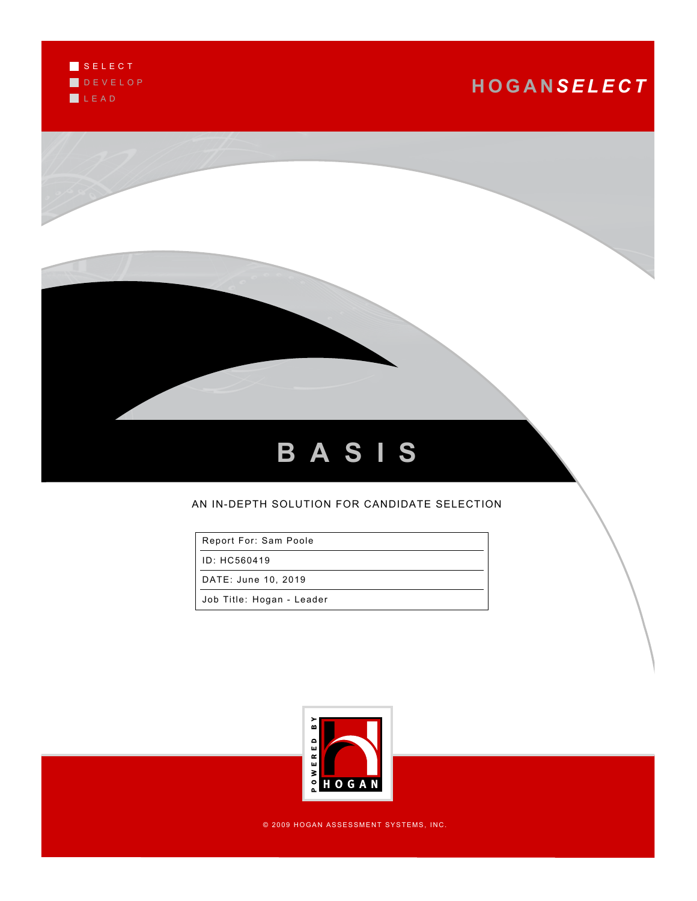SELECT
DEVELOP
LEAD

HOGAN**SELECT**

# BASIS

AN IN-DEPTH SOLUTION FOR CANDIDATE SELECTION

| Report For: Sam Poole |
|---|
| ID: HC560419 |
| DATE: June 10, 2019 |
| Job Title: Hogan - Leader |

POWERED BY HOGAN

© 2009 HOGAN ASSESSMENT SYSTEMS, INC.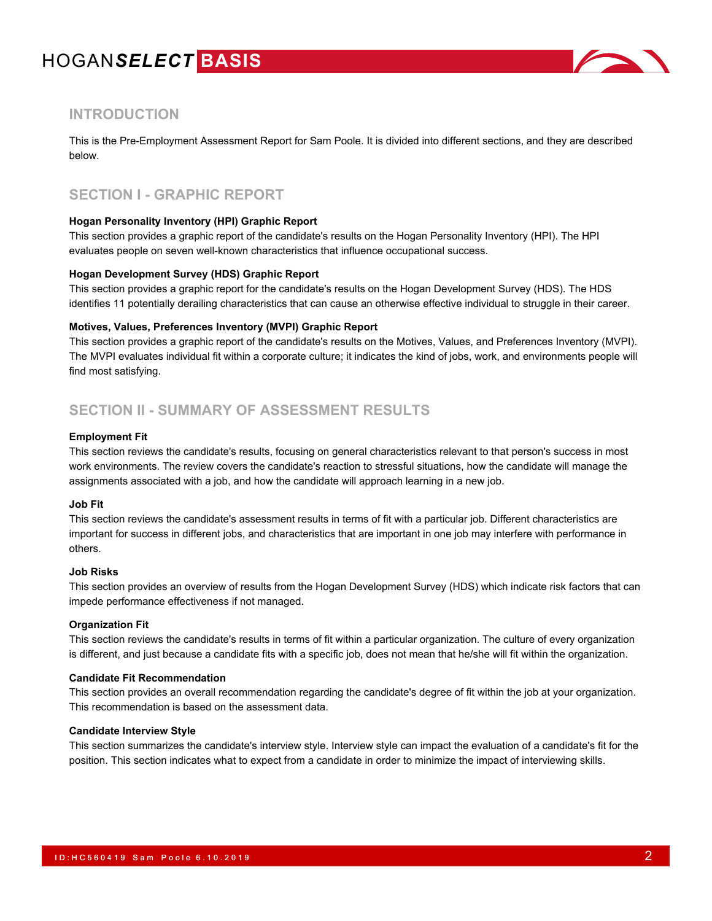## INTRODUCTION

This is the Pre-Employment Assessment Report for Sam Poole. It is divided into different sections, and they are described below.

## SECTION I - GRAPHIC REPORT

**Hogan Personality Inventory (HPI) Graphic Report**
This section provides a graphic report of the candidate's results on the Hogan Personality Inventory (HPI). The HPI evaluates people on seven well-known characteristics that influence occupational success.

**Hogan Development Survey (HDS) Graphic Report**
This section provides a graphic report for the candidate's results on the Hogan Development Survey (HDS). The HDS identifies 11 potentially derailing characteristics that can cause an otherwise effective individual to struggle in their career.

**Motives, Values, Preferences Inventory (MVPI) Graphic Report**
This section provides a graphic report of the candidate's results on the Motives, Values, and Preferences Inventory (MVPI). The MVPI evaluates individual fit within a corporate culture; it indicates the kind of jobs, work, and environments people will find most satisfying.

## SECTION II - SUMMARY OF ASSESSMENT RESULTS

**Employment Fit**
This section reviews the candidate's results, focusing on general characteristics relevant to that person's success in most work environments. The review covers the candidate's reaction to stressful situations, how the candidate will manage the assignments associated with a job, and how the candidate will approach learning in a new job.

**Job Fit**
This section reviews the candidate's assessment results in terms of fit with a particular job. Different characteristics are important for success in different jobs, and characteristics that are important in one job may interfere with performance in others.

**Job Risks**
This section provides an overview of results from the Hogan Development Survey (HDS) which indicate risk factors that can impede performance effectiveness if not managed.

**Organization Fit**
This section reviews the candidate's results in terms of fit within a particular organization. The culture of every organization is different, and just because a candidate fits with a specific job, does not mean that he/she will fit within the organization.

**Candidate Fit Recommendation**
This section provides an overall recommendation regarding the candidate's degree of fit within the job at your organization. This recommendation is based on the assessment data.

**Candidate Interview Style**
This section summarizes the candidate's interview style. Interview style can impact the evaluation of a candidate's fit for the position. This section indicates what to expect from a candidate in order to minimize the impact of interviewing skills.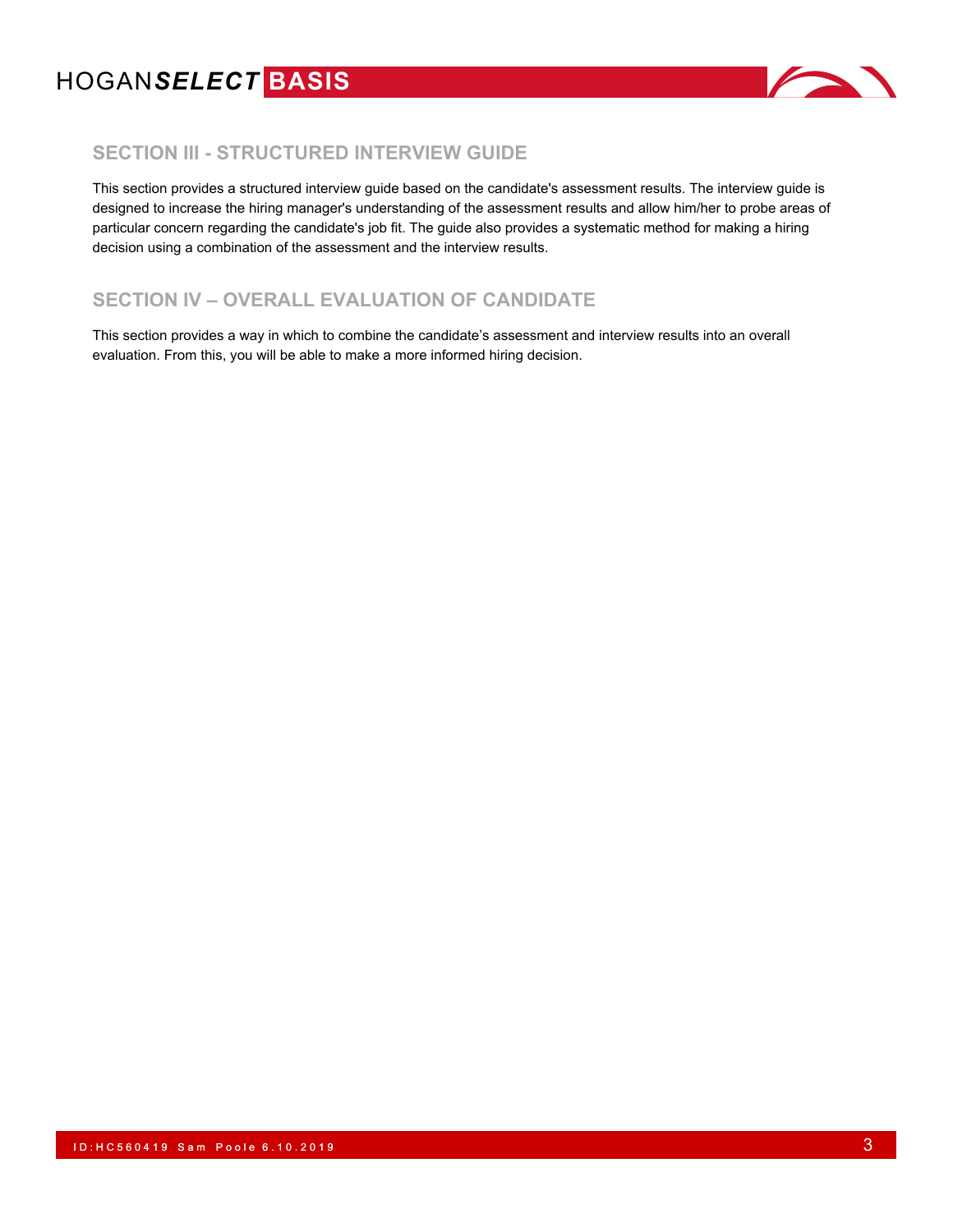## SECTION III - STRUCTURED INTERVIEW GUIDE

This section provides a structured interview guide based on the candidate's assessment results. The interview guide is designed to increase the hiring manager's understanding of the assessment results and allow him/her to probe areas of particular concern regarding the candidate's job fit. The guide also provides a systematic method for making a hiring decision using a combination of the assessment and the interview results.

## SECTION IV – OVERALL EVALUATION OF CANDIDATE

This section provides a way in which to combine the candidate's assessment and interview results into an overall evaluation. From this, you will be able to make a more informed hiring decision.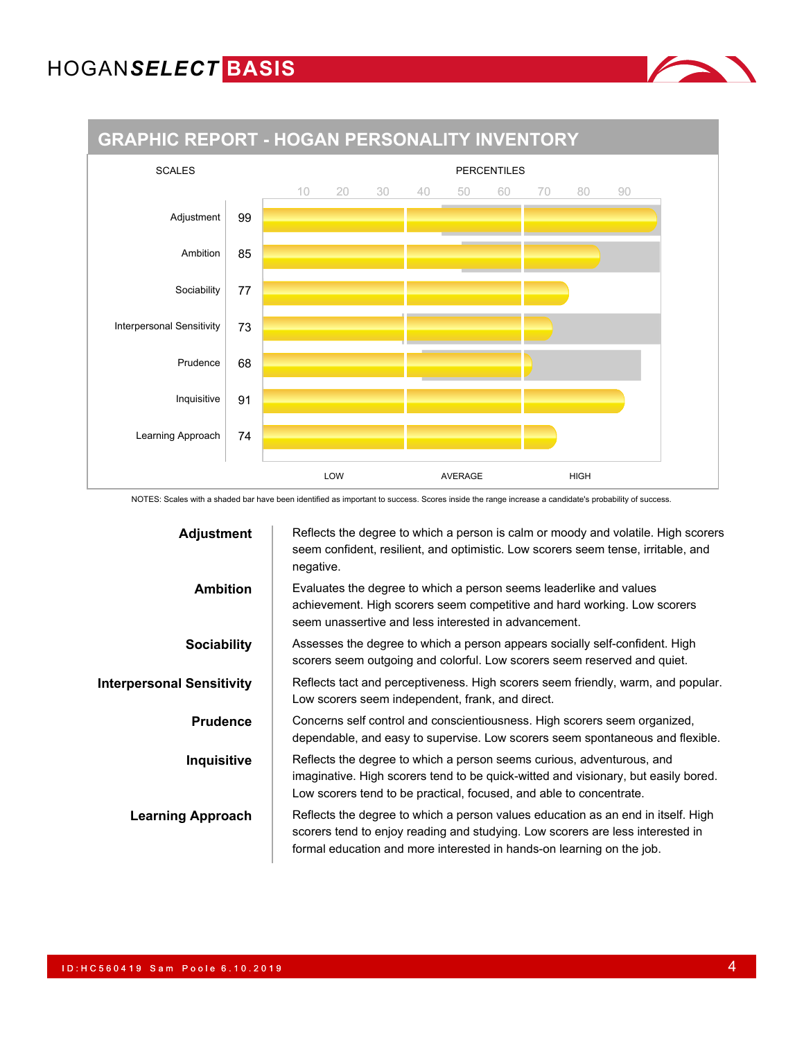## GRAPHIC REPORT - HOGAN PERSONALITY INVENTORY

| SCALES | PERCENTILES |
|---|---|
| Adjustment | 99 |
| Ambition | 85 |
| Sociability | 77 |
| Interpersonal Sensitivity | 73 |
| Prudence | 68 |
| Inquisitive | 91 |
| Learning Approach | 74 |

LOW — AVERAGE — HIGH

NOTES: Scales with a shaded bar have been identified as important to success. Scores inside the range increase a candidate's probability of success.

**Adjustment** — Reflects the degree to which a person is calm or moody and volatile. High scorers seem confident, resilient, and optimistic. Low scorers seem tense, irritable, and negative.

**Ambition** — Evaluates the degree to which a person seems leaderlike and values achievement. High scorers seem competitive and hard working. Low scorers seem unassertive and less interested in advancement.

**Sociability** — Assesses the degree to which a person appears socially self-confident. High scorers seem outgoing and colorful. Low scorers seem reserved and quiet.

**Interpersonal Sensitivity** — Reflects tact and perceptiveness. High scorers seem friendly, warm, and popular. Low scorers seem independent, frank, and direct.

**Prudence** — Concerns self control and conscientiousness. High scorers seem organized, dependable, and easy to supervise. Low scorers seem spontaneous and flexible.

**Inquisitive** — Reflects the degree to which a person seems curious, adventurous, and imaginative. High scorers tend to be quick-witted and visionary, but easily bored. Low scorers tend to be practical, focused, and able to concentrate.

**Learning Approach** — Reflects the degree to which a person values education as an end in itself. High scorers tend to enjoy reading and studying. Low scorers are less interested in formal education and more interested in hands-on learning on the job.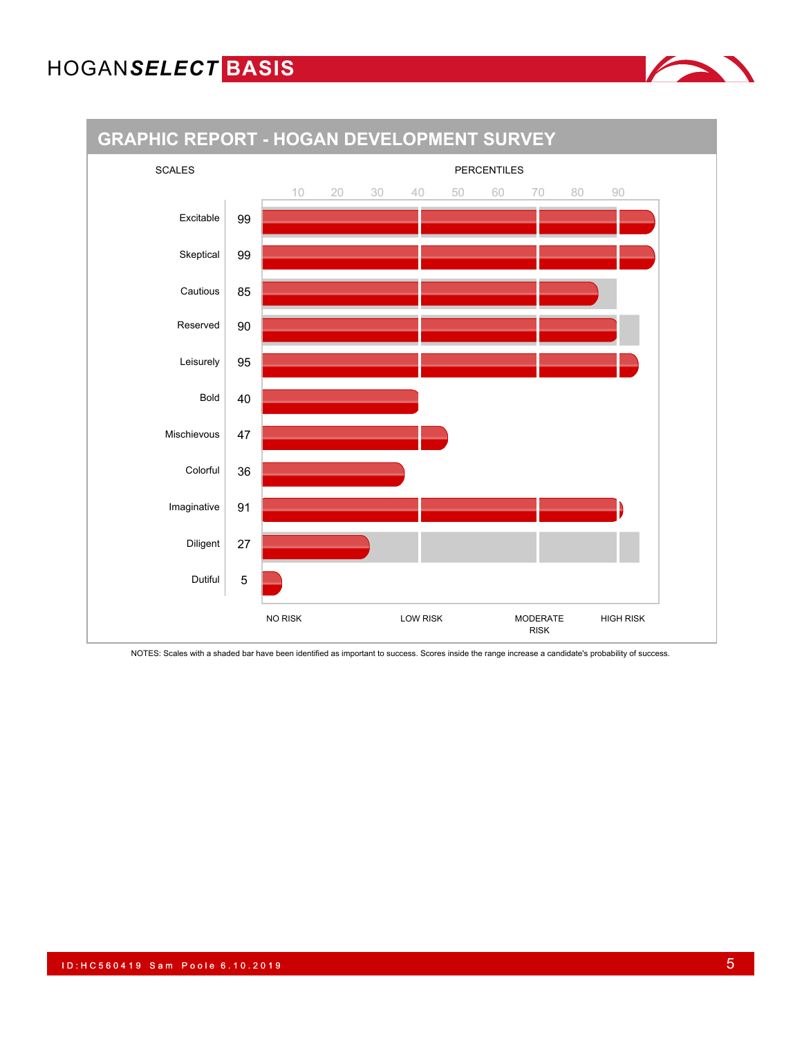## GRAPHIC REPORT - HOGAN DEVELOPMENT SURVEY

| SCALES | PERCENTILES |
| --- | --- |
| Excitable | 99 |
| Skeptical | 99 |
| Cautious | 85 |
| Reserved | 90 |
| Leisurely | 95 |
| Bold | 40 |
| Mischievous | 47 |
| Colorful | 36 |
| Imaginative | 91 |
| Diligent | 27 |
| Dutiful | 5 |

NO RISK | LOW RISK | MODERATE RISK | HIGH RISK

NOTES: Scales with a shaded bar have been identified as important to success. Scores inside the range increase a candidate's probability of success.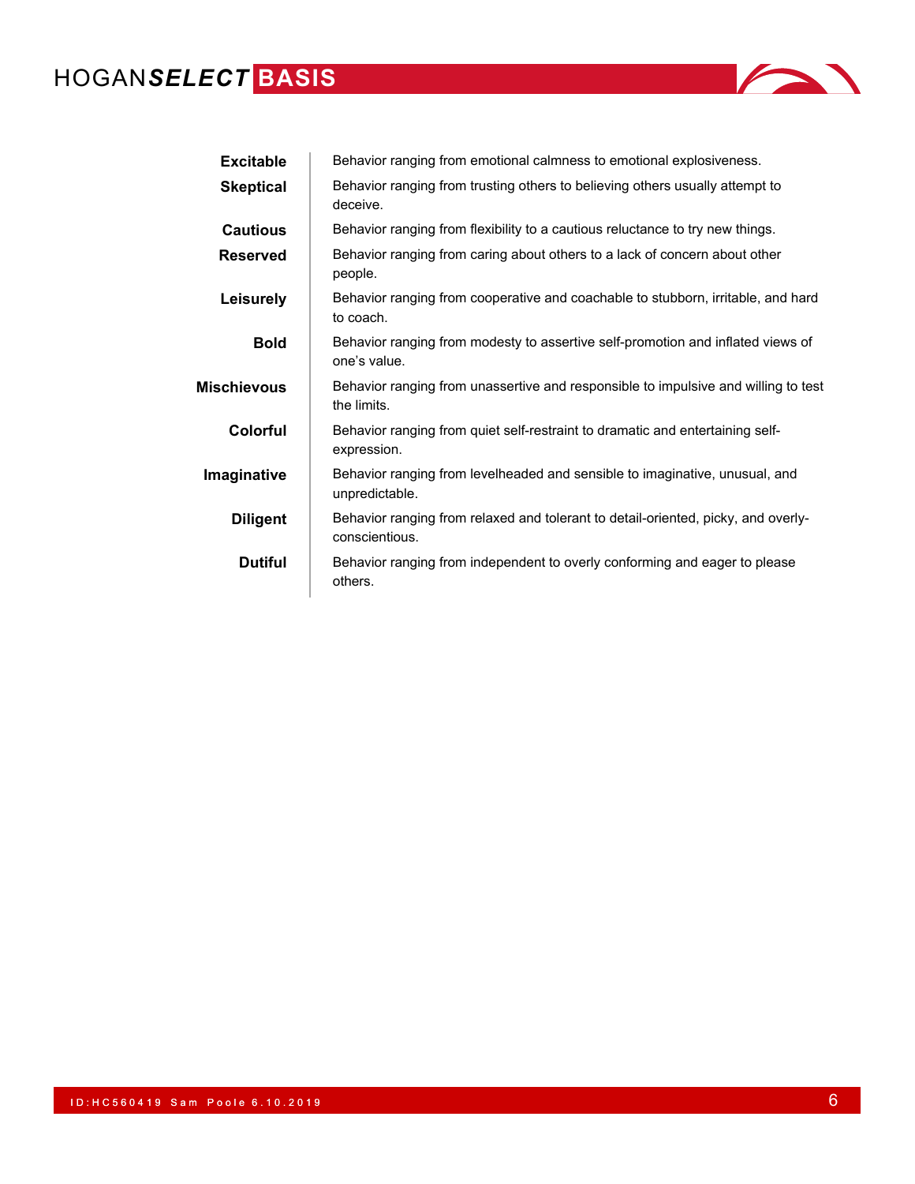| | |
|---|---|
| **Excitable** | Behavior ranging from emotional calmness to emotional explosiveness. |
| **Skeptical** | Behavior ranging from trusting others to believing others usually attempt to deceive. |
| **Cautious** | Behavior ranging from flexibility to a cautious reluctance to try new things. |
| **Reserved** | Behavior ranging from caring about others to a lack of concern about other people. |
| **Leisurely** | Behavior ranging from cooperative and coachable to stubborn, irritable, and hard to coach. |
| **Bold** | Behavior ranging from modesty to assertive self-promotion and inflated views of one's value. |
| **Mischievous** | Behavior ranging from unassertive and responsible to impulsive and willing to test the limits. |
| **Colorful** | Behavior ranging from quiet self-restraint to dramatic and entertaining self-expression. |
| **Imaginative** | Behavior ranging from levelheaded and sensible to imaginative, unusual, and unpredictable. |
| **Diligent** | Behavior ranging from relaxed and tolerant to detail-oriented, picky, and overly-conscientious. |
| **Dutiful** | Behavior ranging from independent to overly conforming and eager to please others. |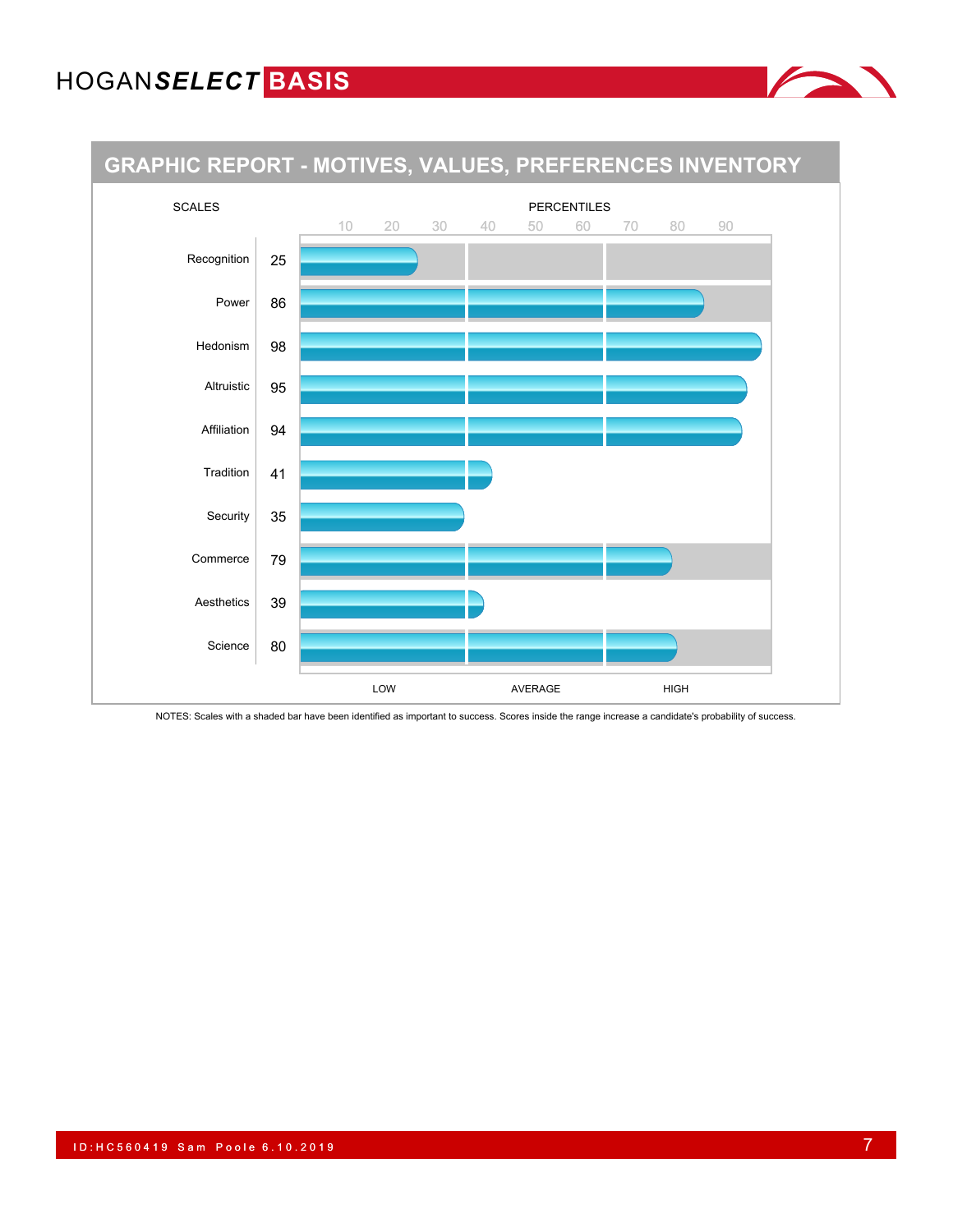# GRAPHIC REPORT - MOTIVES, VALUES, PREFERENCES INVENTORY

| SCALES | PERCENTILES |
| --- | --- |
| Recognition | 25 |
| Power | 86 |
| Hedonism | 98 |
| Altruistic | 95 |
| Affiliation | 94 |
| Tradition | 41 |
| Security | 35 |
| Commerce | 79 |
| Aesthetics | 39 |
| Science | 80 |

LOW | AVERAGE | HIGH

NOTES: Scales with a shaded bar have been identified as important to success. Scores inside the range increase a candidate's probability of success.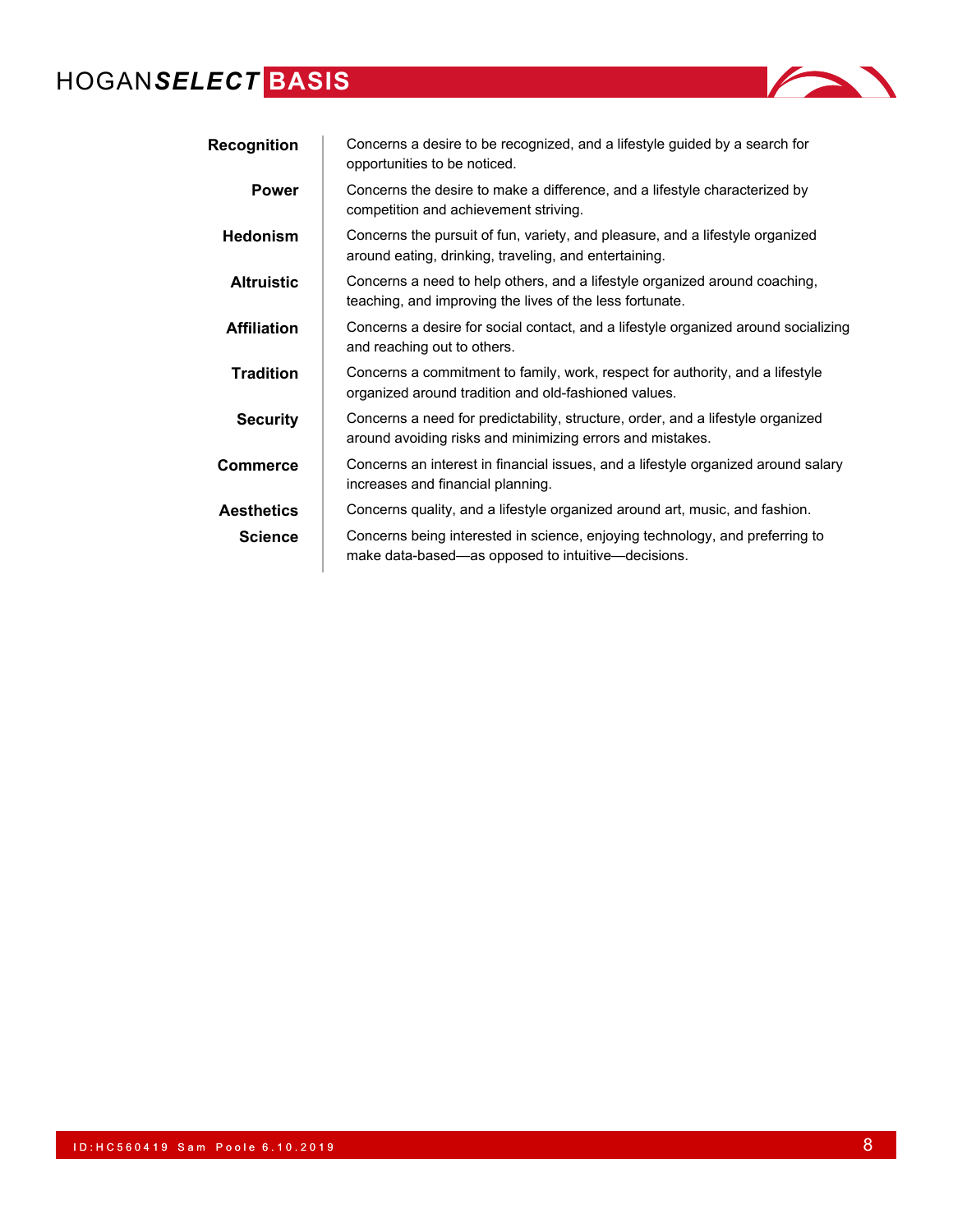| | |
|---|---|
| **Recognition** | Concerns a desire to be recognized, and a lifestyle guided by a search for opportunities to be noticed. |
| **Power** | Concerns the desire to make a difference, and a lifestyle characterized by competition and achievement striving. |
| **Hedonism** | Concerns the pursuit of fun, variety, and pleasure, and a lifestyle organized around eating, drinking, traveling, and entertaining. |
| **Altruistic** | Concerns a need to help others, and a lifestyle organized around coaching, teaching, and improving the lives of the less fortunate. |
| **Affiliation** | Concerns a desire for social contact, and a lifestyle organized around socializing and reaching out to others. |
| **Tradition** | Concerns a commitment to family, work, respect for authority, and a lifestyle organized around tradition and old-fashioned values. |
| **Security** | Concerns a need for predictability, structure, order, and a lifestyle organized around avoiding risks and minimizing errors and mistakes. |
| **Commerce** | Concerns an interest in financial issues, and a lifestyle organized around salary increases and financial planning. |
| **Aesthetics** | Concerns quality, and a lifestyle organized around art, music, and fashion. |
| **Science** | Concerns being interested in science, enjoying technology, and preferring to make data-based—as opposed to intuitive—decisions. |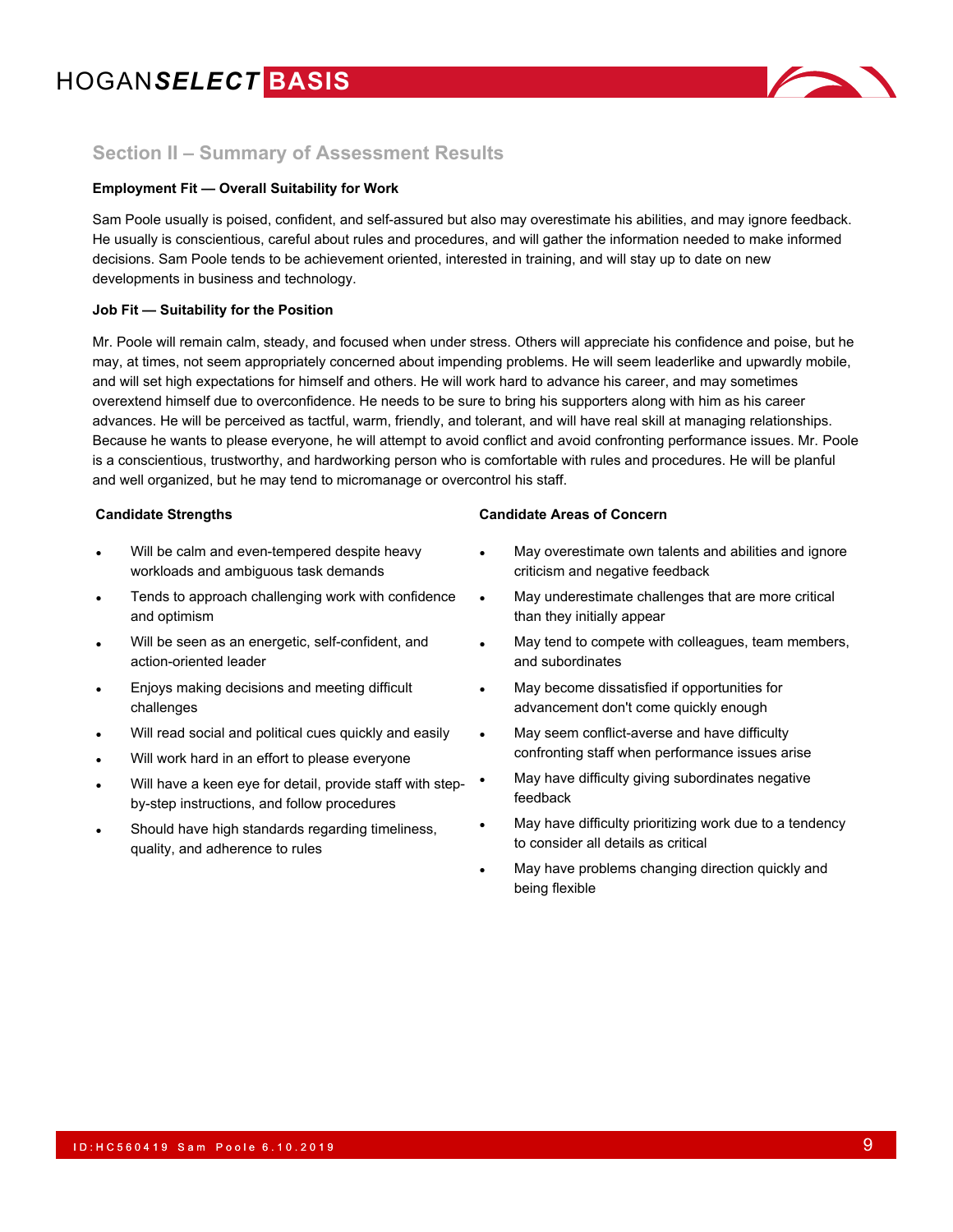## Section II – Summary of Assessment Results

**Employment Fit — Overall Suitability for Work**

Sam Poole usually is poised, confident, and self-assured but also may overestimate his abilities, and may ignore feedback. He usually is conscientious, careful about rules and procedures, and will gather the information needed to make informed decisions. Sam Poole tends to be achievement oriented, interested in training, and will stay up to date on new developments in business and technology.

**Job Fit — Suitability for the Position**

Mr. Poole will remain calm, steady, and focused when under stress. Others will appreciate his confidence and poise, but he may, at times, not seem appropriately concerned about impending problems. He will seem leaderlike and upwardly mobile, and will set high expectations for himself and others. He will work hard to advance his career, and may sometimes overextend himself due to overconfidence. He needs to be sure to bring his supporters along with him as his career advances. He will be perceived as tactful, warm, friendly, and tolerant, and will have real skill at managing relationships. Because he wants to please everyone, he will attempt to avoid conflict and avoid confronting performance issues. Mr. Poole is a conscientious, trustworthy, and hardworking person who is comfortable with rules and procedures. He will be planful and well organized, but he may tend to micromanage or overcontrol his staff.

**Candidate Strengths**

- Will be calm and even-tempered despite heavy workloads and ambiguous task demands
- Tends to approach challenging work with confidence and optimism
- Will be seen as an energetic, self-confident, and action-oriented leader
- Enjoys making decisions and meeting difficult challenges
- Will read social and political cues quickly and easily
- Will work hard in an effort to please everyone
- Will have a keen eye for detail, provide staff with step-by-step instructions, and follow procedures
- Should have high standards regarding timeliness, quality, and adherence to rules

**Candidate Areas of Concern**

- May overestimate own talents and abilities and ignore criticism and negative feedback
- May underestimate challenges that are more critical than they initially appear
- May tend to compete with colleagues, team members, and subordinates
- May become dissatisfied if opportunities for advancement don't come quickly enough
- May seem conflict-averse and have difficulty confronting staff when performance issues arise
- May have difficulty giving subordinates negative feedback
- May have difficulty prioritizing work due to a tendency to consider all details as critical
- May have problems changing direction quickly and being flexible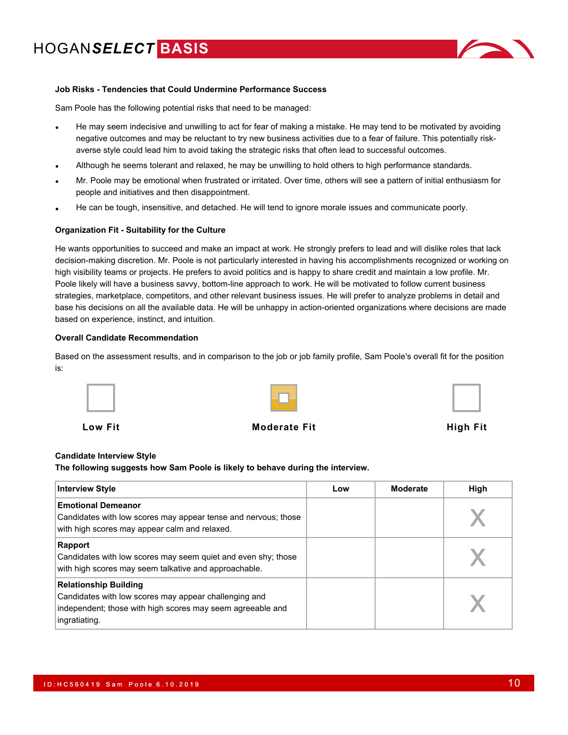### Job Risks - Tendencies that Could Undermine Performance Success

Sam Poole has the following potential risks that need to be managed:

- He may seem indecisive and unwilling to act for fear of making a mistake. He may tend to be motivated by avoiding negative outcomes and may be reluctant to try new business activities due to a fear of failure. This potentially risk-averse style could lead him to avoid taking the strategic risks that often lead to successful outcomes.
- Although he seems tolerant and relaxed, he may be unwilling to hold others to high performance standards.
- Mr. Poole may be emotional when frustrated or irritated. Over time, others will see a pattern of initial enthusiasm for people and initiatives and then disappointment.
- He can be tough, insensitive, and detached. He will tend to ignore morale issues and communicate poorly.

### Organization Fit - Suitability for the Culture

He wants opportunities to succeed and make an impact at work. He strongly prefers to lead and will dislike roles that lack decision-making discretion. Mr. Poole is not particularly interested in having his accomplishments recognized or working on high visibility teams or projects. He prefers to avoid politics and is happy to share credit and maintain a low profile. Mr. Poole likely will have a business savvy, bottom-line approach to work. He will be motivated to follow current business strategies, marketplace, competitors, and other relevant business issues. He will prefer to analyze problems in detail and base his decisions on all the available data. He will be unhappy in action-oriented organizations where decisions are made based on experience, instinct, and intuition.

### Overall Candidate Recommendation

Based on the assessment results, and in comparison to the job or job family profile, Sam Poole's overall fit for the position is:

| Low Fit | Moderate Fit | High Fit |
|---|---|---|
| ☐ | ☒ | ☐ |

### Candidate Interview Style

**The following suggests how Sam Poole is likely to behave during the interview.**

| Interview Style | Low | Moderate | High |
|---|---|---|---|
| **Emotional Demeanor**<br>Candidates with low scores may appear tense and nervous; those with high scores may appear calm and relaxed. | | | X |
| **Rapport**<br>Candidates with low scores may seem quiet and even shy; those with high scores may seem talkative and approachable. | | | X |
| **Relationship Building**<br>Candidates with low scores may appear challenging and independent; those with high scores may seem agreeable and ingratiating. | | | X |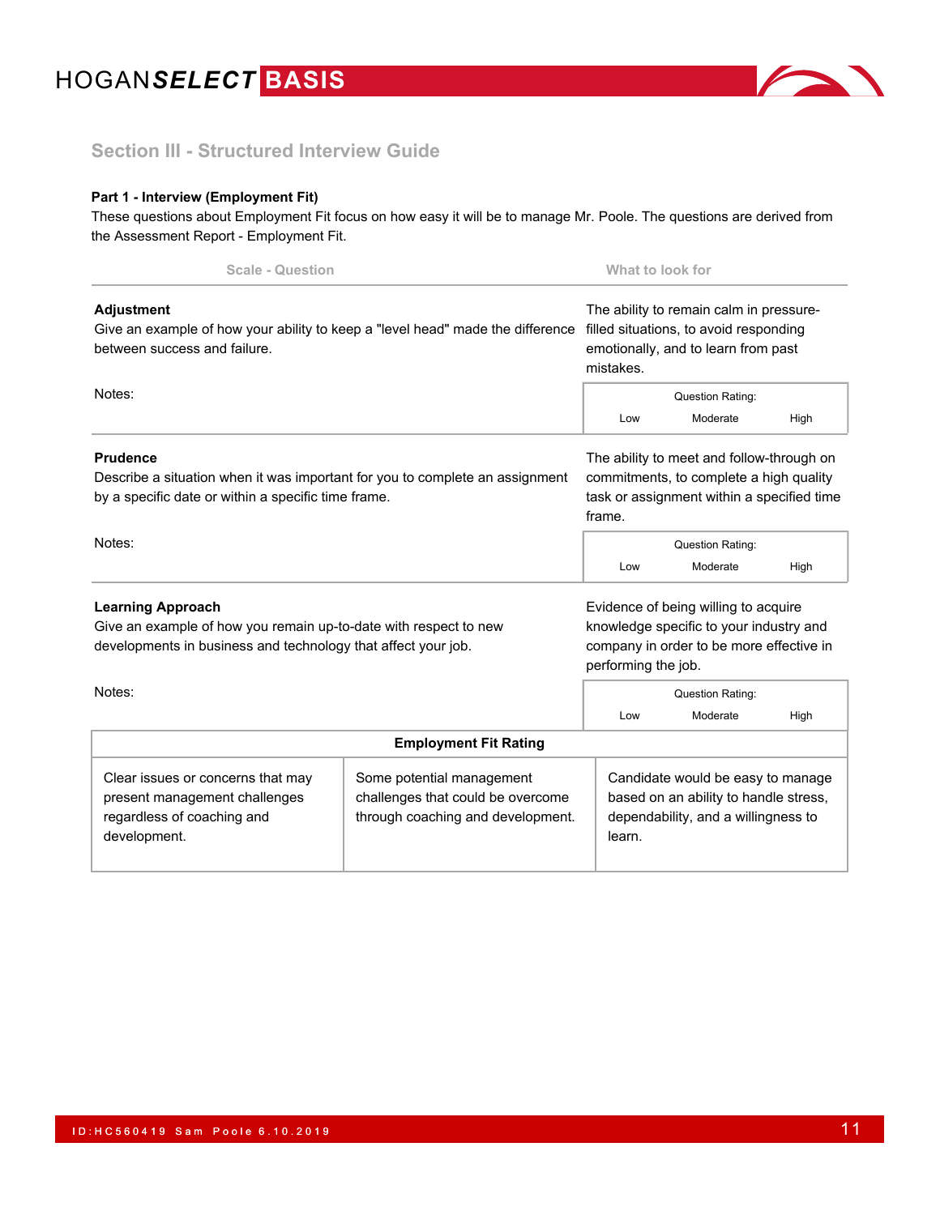## Section III - Structured Interview Guide

**Part 1 - Interview (Employment Fit)**

These questions about Employment Fit focus on how easy it will be to manage Mr. Poole. The questions are derived from the Assessment Report - Employment Fit.

| Scale - Question | What to look for |
|---|---|
| **Adjustment**<br>Give an example of how your ability to keep a "level head" made the difference between success and failure.<br><br>Notes: | The ability to remain calm in pressure-filled situations, to avoid responding emotionally, and to learn from past mistakes.<br><br>Question Rating:<br>Low Moderate High |
| **Prudence**<br>Describe a situation when it was important for you to complete an assignment by a specific date or within a specific time frame.<br><br>Notes: | The ability to meet and follow-through on commitments, to complete a high quality task or assignment within a specified time frame.<br><br>Question Rating:<br>Low Moderate High |
| **Learning Approach**<br>Give an example of how you remain up-to-date with respect to new developments in business and technology that affect your job.<br><br>Notes: | Evidence of being willing to acquire knowledge specific to your industry and company in order to be more effective in performing the job.<br><br>Question Rating:<br>Low Moderate High |

| Employment Fit Rating | | |
|---|---|---|
| Clear issues or concerns that may present management challenges regardless of coaching and development. | Some potential management challenges that could be overcome through coaching and development. | Candidate would be easy to manage based on an ability to handle stress, dependability, and a willingness to learn. |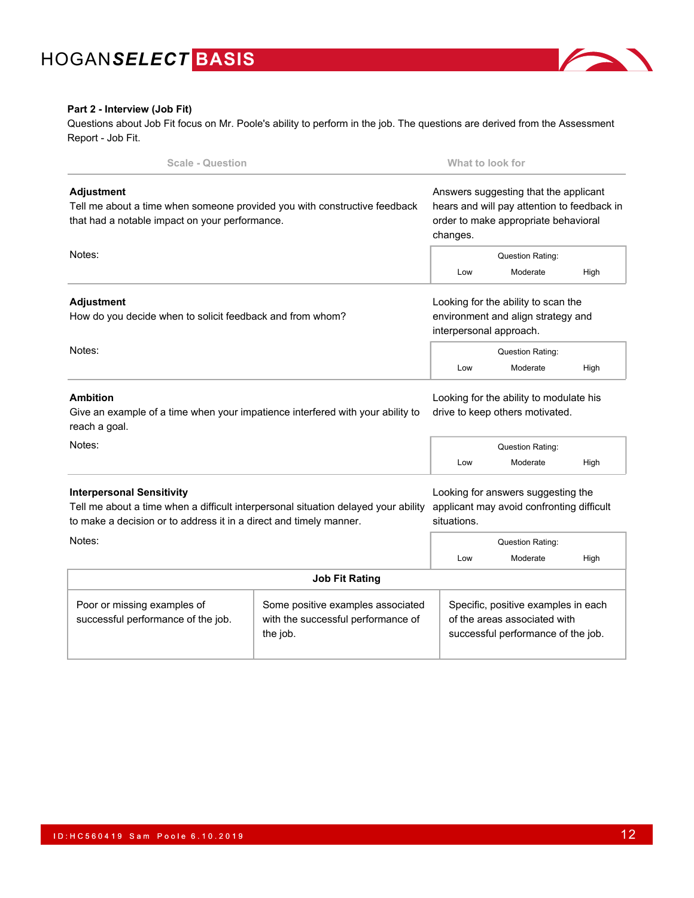**Part 2 - Interview (Job Fit)**

Questions about Job Fit focus on Mr. Poole's ability to perform in the job. The questions are derived from the Assessment Report - Job Fit.

| Scale - Question | What to look for |
|---|---|
| **Adjustment**<br>Tell me about a time when someone provided you with constructive feedback that had a notable impact on your performance.<br><br>Notes: | Answers suggesting that the applicant hears and will pay attention to feedback in order to make appropriate behavioral changes.<br><br>Question Rating:<br>Low Moderate High |
| **Adjustment**<br>How do you decide when to solicit feedback and from whom?<br><br>Notes: | Looking for the ability to scan the environment and align strategy and interpersonal approach.<br><br>Question Rating:<br>Low Moderate High |
| **Ambition**<br>Give an example of a time when your impatience interfered with your ability to reach a goal.<br><br>Notes: | Looking for the ability to modulate his drive to keep others motivated.<br><br>Question Rating:<br>Low Moderate High |
| **Interpersonal Sensitivity**<br>Tell me about a time when a difficult interpersonal situation delayed your ability to make a decision or to address it in a direct and timely manner.<br><br>Notes: | Looking for answers suggesting the applicant may avoid confronting difficult situations.<br><br>Question Rating:<br>Low Moderate High |

| Job Fit Rating | | |
|---|---|---|
| Poor or missing examples of successful performance of the job. | Some positive examples associated with the successful performance of the job. | Specific, positive examples in each of the areas associated with successful performance of the job. |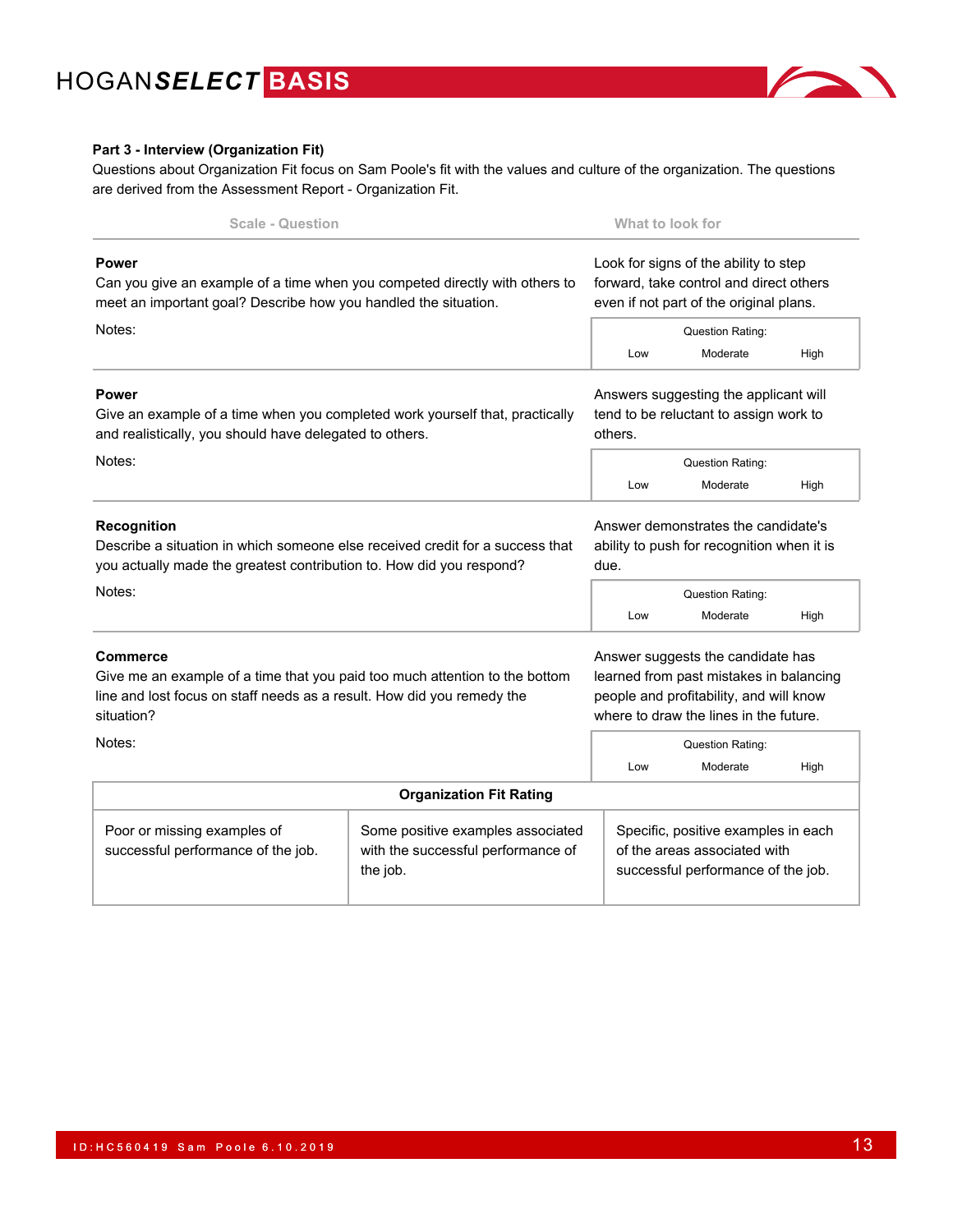**Part 3 - Interview (Organization Fit)**

Questions about Organization Fit focus on Sam Poole's fit with the values and culture of the organization. The questions are derived from the Assessment Report - Organization Fit.

| Scale - Question | What to look for |
|---|---|
| **Power**<br>Can you give an example of a time when you competed directly with others to meet an important goal? Describe how you handled the situation.<br><br>Notes: | Look for signs of the ability to step forward, take control and direct others even if not part of the original plans.<br><br>Question Rating:<br>Low Moderate High |
| **Power**<br>Give an example of a time when you completed work yourself that, practically and realistically, you should have delegated to others.<br><br>Notes: | Answers suggesting the applicant will tend to be reluctant to assign work to others.<br><br>Question Rating:<br>Low Moderate High |
| **Recognition**<br>Describe a situation in which someone else received credit for a success that you actually made the greatest contribution to. How did you respond?<br><br>Notes: | Answer demonstrates the candidate's ability to push for recognition when it is due.<br><br>Question Rating:<br>Low Moderate High |
| **Commerce**<br>Give me an example of a time that you paid too much attention to the bottom line and lost focus on staff needs as a result. How did you remedy the situation?<br><br>Notes: | Answer suggests the candidate has learned from past mistakes in balancing people and profitability, and will know where to draw the lines in the future.<br><br>Question Rating:<br>Low Moderate High |

| **Organization Fit Rating** | | |
|---|---|---|
| Poor or missing examples of successful performance of the job. | Some positive examples associated with the successful performance of the job. | Specific, positive examples in each of the areas associated with successful performance of the job. |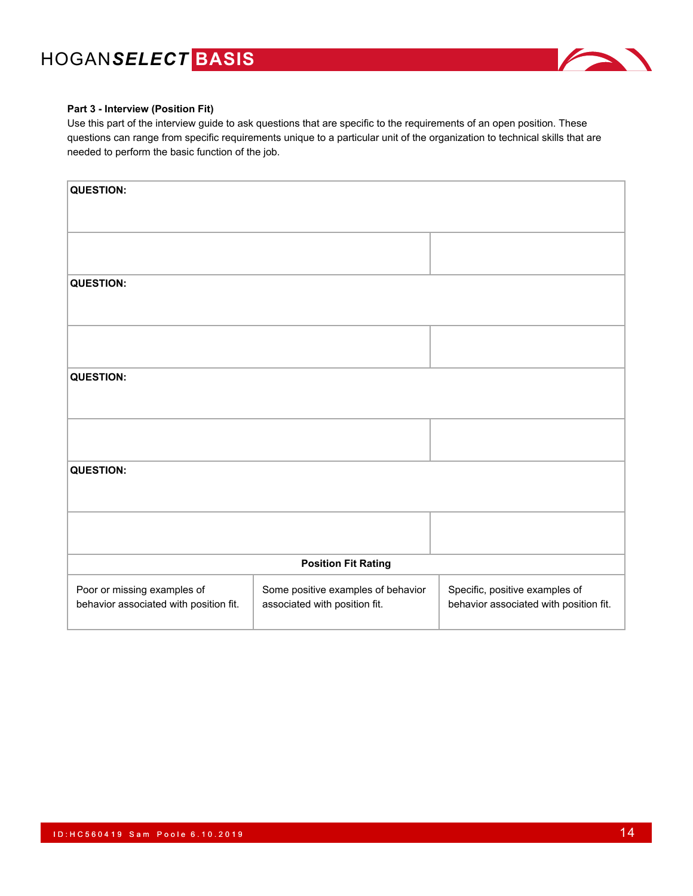**Part 3 - Interview (Position Fit)**

Use this part of the interview guide to ask questions that are specific to the requirements of an open position. These questions can range from specific requirements unique to a particular unit of the organization to technical skills that are needed to perform the basic function of the job.

| **QUESTION:** | | |
|---|---|---|
| | | |
| **QUESTION:** | | |
| | | |
| **QUESTION:** | | |
| | | |
| **QUESTION:** | | |
| | | |
| **Position Fit Rating** | | |
| Poor or missing examples of behavior associated with position fit. | Some positive examples of behavior associated with position fit. | Specific, positive examples of behavior associated with position fit. |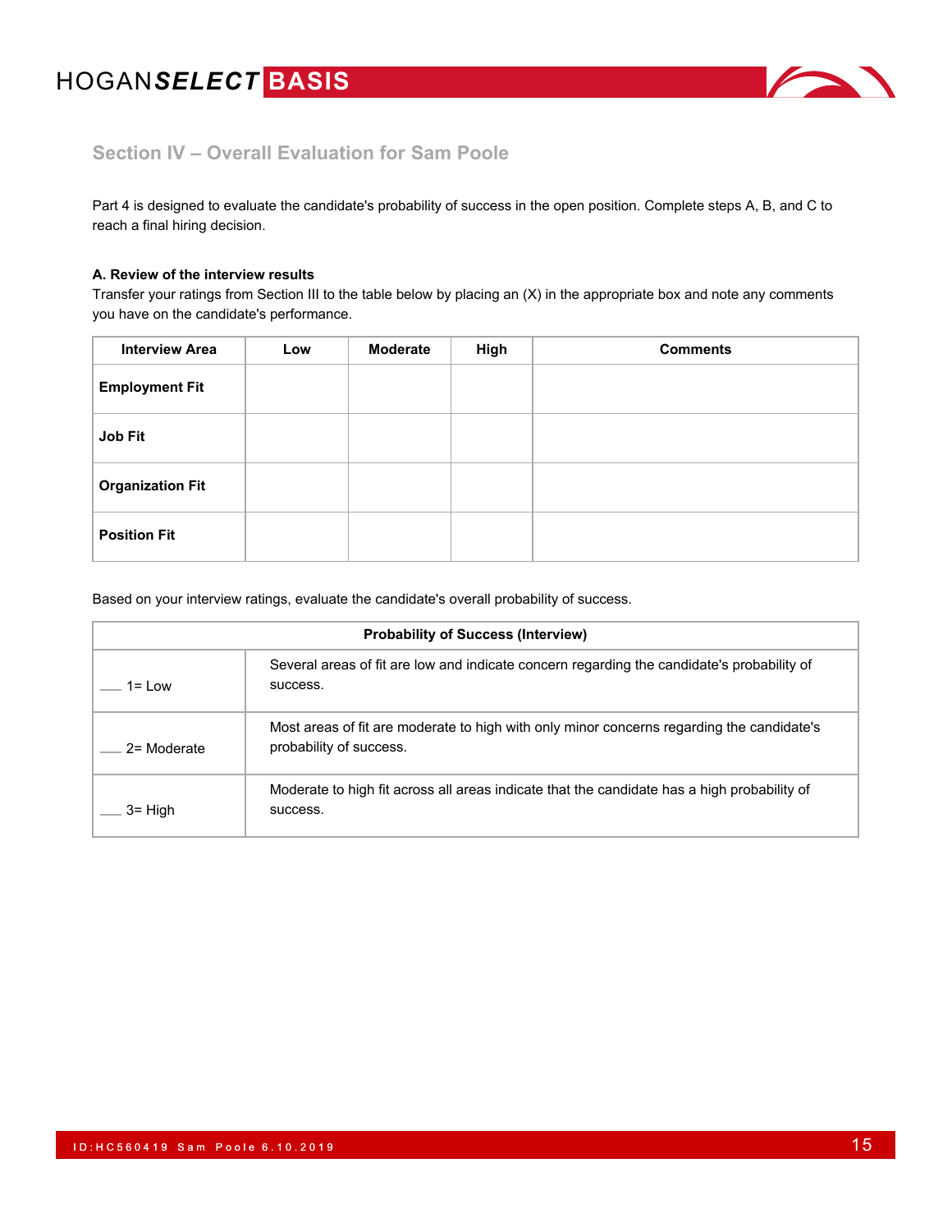## Section IV – Overall Evaluation for Sam Poole

Part 4 is designed to evaluate the candidate's probability of success in the open position. Complete steps A, B, and C to reach a final hiring decision.

**A. Review of the interview results**

Transfer your ratings from Section III to the table below by placing an (X) in the appropriate box and note any comments you have on the candidate's performance.

| Interview Area | Low | Moderate | High | Comments |
|---|---|---|---|---|
| **Employment Fit** | | | | |
| **Job Fit** | | | | |
| **Organization Fit** | | | | |
| **Position Fit** | | | | |

Based on your interview ratings, evaluate the candidate's overall probability of success.

| Probability of Success (Interview) | |
|---|---|
| ___ 1= Low | Several areas of fit are low and indicate concern regarding the candidate's probability of success. |
| ___ 2= Moderate | Most areas of fit are moderate to high with only minor concerns regarding the candidate's probability of success. |
| ___ 3= High | Moderate to high fit across all areas indicate that the candidate has a high probability of success. |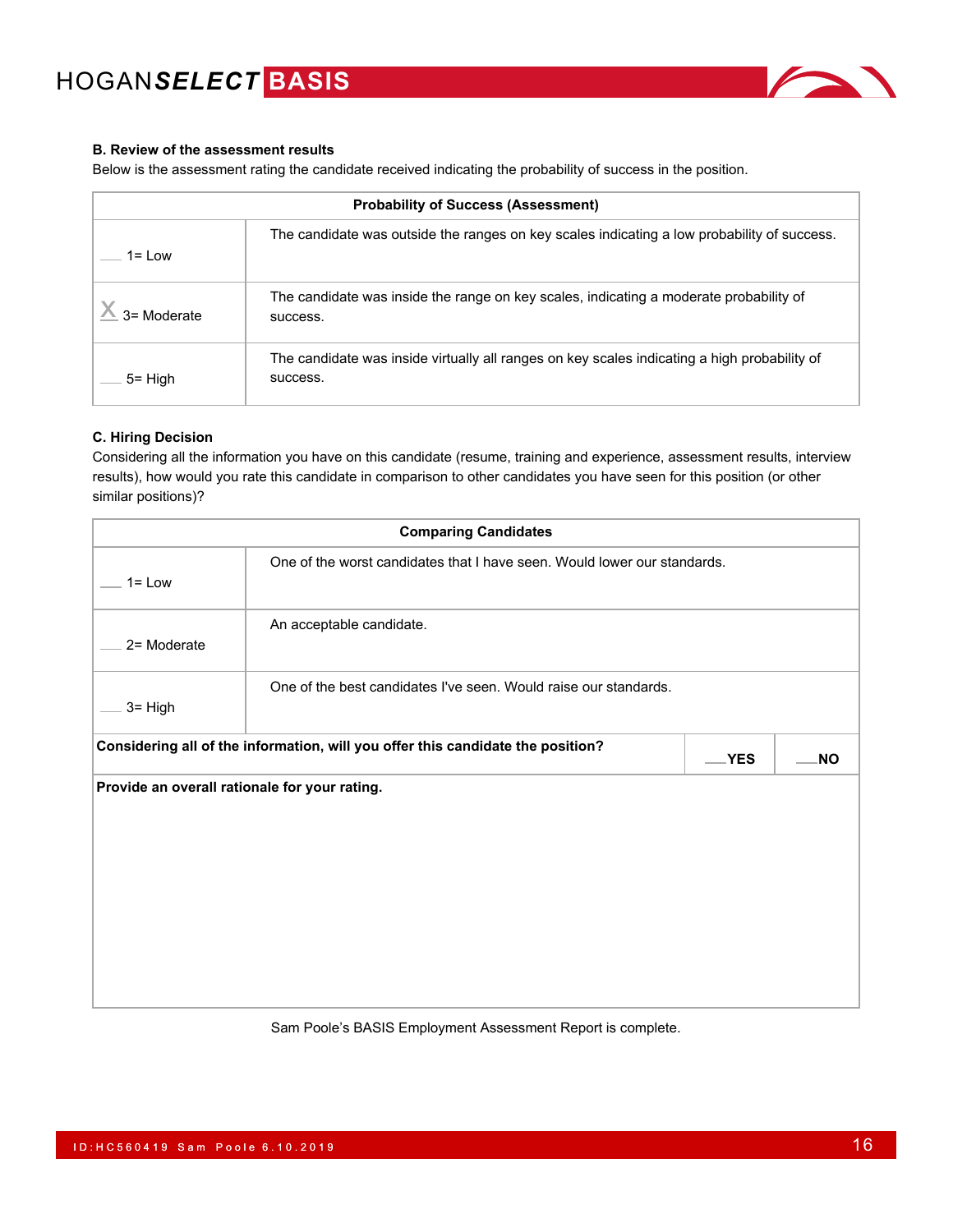**B. Review of the assessment results**

Below is the assessment rating the candidate received indicating the probability of success in the position.

| Probability of Success (Assessment) | |
|---|---|
| ___ 1= Low | The candidate was outside the ranges on key scales indicating a low probability of success. |
| X 3= Moderate | The candidate was inside the range on key scales, indicating a moderate probability of success. |
| ___ 5= High | The candidate was inside virtually all ranges on key scales indicating a high probability of success. |

**C. Hiring Decision**

Considering all the information you have on this candidate (resume, training and experience, assessment results, interview results), how would you rate this candidate in comparison to other candidates you have seen for this position (or other similar positions)?

| Comparing Candidates | | | |
|---|---|---|---|
| ___ 1= Low | One of the worst candidates that I have seen. Would lower our standards. | | |
| ___ 2= Moderate | An acceptable candidate. | | |
| ___ 3= High | One of the best candidates I've seen. Would raise our standards. | | |
| **Considering all of the information, will you offer this candidate the position?** | | **___YES** | **___NO** |
| **Provide an overall rationale for your rating.** | | | |

Sam Poole's BASIS Employment Assessment Report is complete.